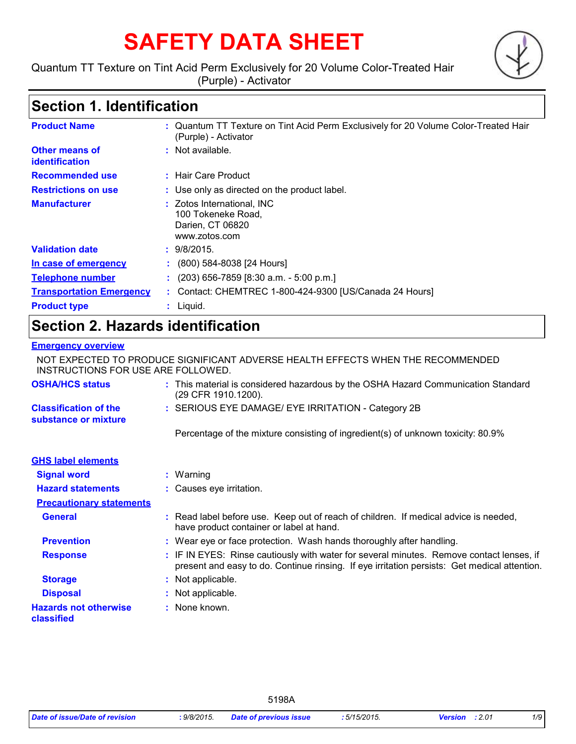# SAFETY DATA SHEET

Quantum TT Texture on Tint Acid Perm Exclusively for 20 Volume Color-Treated Hair (Purple) - Activator

## Section 1. Identification

| | |
|---|---|
| **Product Name** | : Quantum TT Texture on Tint Acid Perm Exclusively for 20 Volume Color-Treated Hair (Purple) - Activator |
| **Other means of identification** | : Not available. |
| **Recommended use** | : Hair Care Product |
| **Restrictions on use** | : Use only as directed on the product label. |
| **Manufacturer** | : Zotos International, INC<br>100 Tokeneke Road,<br>Darien, CT 06820<br>www.zotos.com |
| **Validation date** | : 9/8/2015. |
| **In case of emergency** | : (800) 584-8038 [24 Hours] |
| **Telephone number** | : (203) 656-7859 [8:30 a.m. - 5:00 p.m.] |
| **Transportation Emergency** | : Contact: CHEMTREC 1-800-424-9300 [US/Canada 24 Hours] |
| **Product type** | : Liquid. |

## Section 2. Hazards identification

**Emergency overview**

NOT EXPECTED TO PRODUCE SIGNIFICANT ADVERSE HEALTH EFFECTS WHEN THE RECOMMENDED INSTRUCTIONS FOR USE ARE FOLLOWED.

| | |
|---|---|
| **OSHA/HCS status** | : This material is considered hazardous by the OSHA Hazard Communication Standard (29 CFR 1910.1200). |
| **Classification of the substance or mixture** | : SERIOUS EYE DAMAGE/ EYE IRRITATION - Category 2B<br><br>Percentage of the mixture consisting of ingredient(s) of unknown toxicity: 80.9% |

**GHS label elements**

| | |
|---|---|
| **Signal word** | : Warning |
| **Hazard statements** | : Causes eye irritation. |

**Precautionary statements**

| | |
|---|---|
| **General** | : Read label before use. Keep out of reach of children. If medical advice is needed, have product container or label at hand. |
| **Prevention** | : Wear eye or face protection. Wash hands thoroughly after handling. |
| **Response** | : IF IN EYES: Rinse cautiously with water for several minutes. Remove contact lenses, if present and easy to do. Continue rinsing. If eye irritation persists: Get medical attention. |
| **Storage** | : Not applicable. |
| **Disposal** | : Not applicable. |
| **Hazards not otherwise classified** | : None known. |

5198A

| Date of issue/Date of revision | : 9/8/2015. | Date of previous issue | : 5/15/2015. | Version | : 2.01 |
|---|---|---|---|---|---|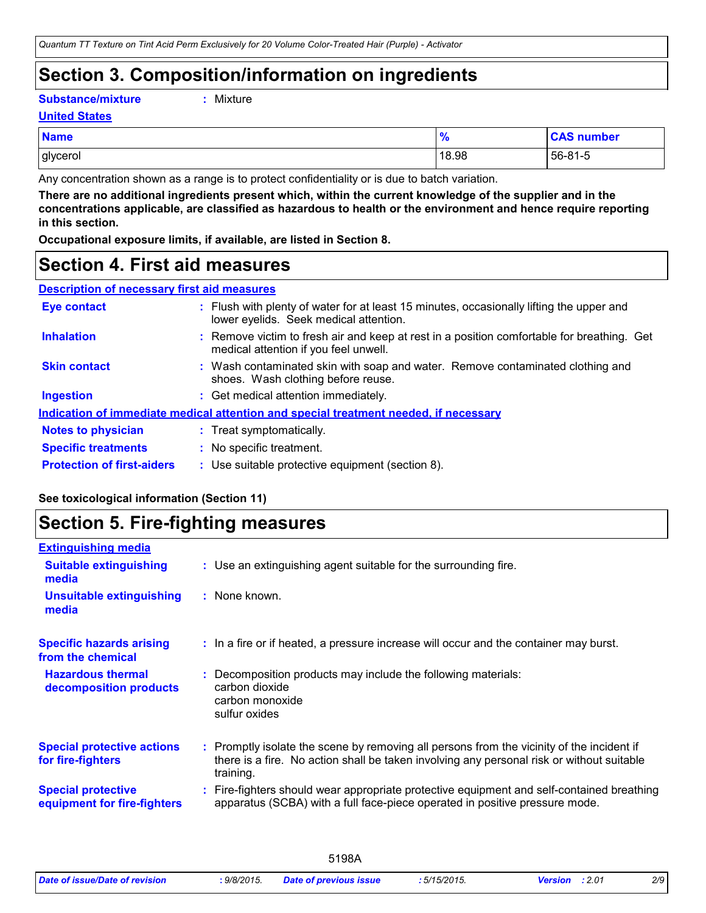# Section 3. Composition/information on ingredients

**Substance/mixture** : Mixture

**United States**

| Name | % | CAS number |
| --- | --- | --- |
| glycerol | 18.98 | 56-81-5 |

Any concentration shown as a range is to protect confidentiality or is due to batch variation.

**There are no additional ingredients present which, within the current knowledge of the supplier and in the concentrations applicable, are classified as hazardous to health or the environment and hence require reporting in this section.**

**Occupational exposure limits, if available, are listed in Section 8.**

# Section 4. First aid measures

**Description of necessary first aid measures**

**Eye contact** : Flush with plenty of water for at least 15 minutes, occasionally lifting the upper and lower eyelids. Seek medical attention.

**Inhalation** : Remove victim to fresh air and keep at rest in a position comfortable for breathing. Get medical attention if you feel unwell.

**Skin contact** : Wash contaminated skin with soap and water. Remove contaminated clothing and shoes. Wash clothing before reuse.

**Ingestion** : Get medical attention immediately.

**Indication of immediate medical attention and special treatment needed, if necessary**

**Notes to physician** : Treat symptomatically.

**Specific treatments** : No specific treatment.

**Protection of first-aiders** : Use suitable protective equipment (section 8).

**See toxicological information (Section 11)**

# Section 5. Fire-fighting measures

**Extinguishing media**

**Suitable extinguishing media** : Use an extinguishing agent suitable for the surrounding fire.

**Unsuitable extinguishing media** : None known.

**Specific hazards arising from the chemical** : In a fire or if heated, a pressure increase will occur and the container may burst.

**Hazardous thermal decomposition products** : Decomposition products may include the following materials:
carbon dioxide
carbon monoxide
sulfur oxides

**Special protective actions for fire-fighters** : Promptly isolate the scene by removing all persons from the vicinity of the incident if there is a fire. No action shall be taken involving any personal risk or without suitable training.

**Special protective equipment for fire-fighters** : Fire-fighters should wear appropriate protective equipment and self-contained breathing apparatus (SCBA) with a full face-piece operated in positive pressure mode.

5198A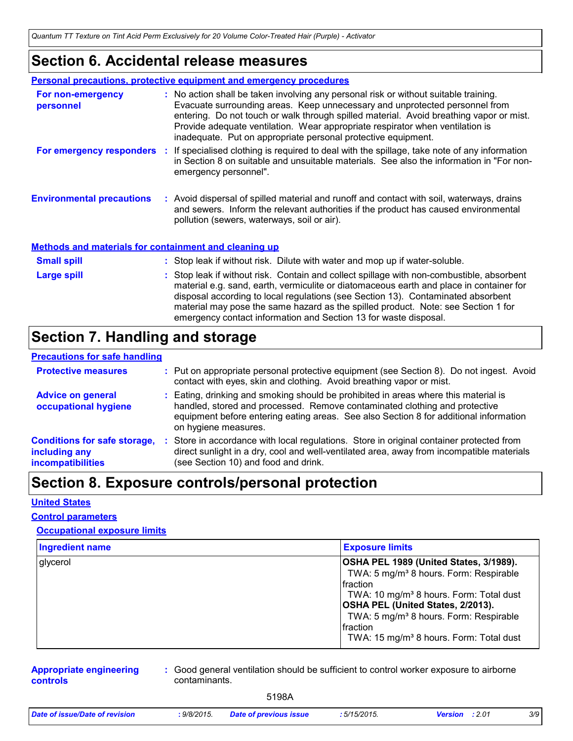# Section 6. Accidental release measures

### Personal precautions, protective equipment and emergency procedures

**For non-emergency personnel** : No action shall be taken involving any personal risk or without suitable training. Evacuate surrounding areas. Keep unnecessary and unprotected personnel from entering. Do not touch or walk through spilled material. Avoid breathing vapor or mist. Provide adequate ventilation. Wear appropriate respirator when ventilation is inadequate. Put on appropriate personal protective equipment.

**For emergency responders** : If specialised clothing is required to deal with the spillage, take note of any information in Section 8 on suitable and unsuitable materials. See also the information in "For non-emergency personnel".

**Environmental precautions** : Avoid dispersal of spilled material and runoff and contact with soil, waterways, drains and sewers. Inform the relevant authorities if the product has caused environmental pollution (sewers, waterways, soil or air).

### Methods and materials for containment and cleaning up

**Small spill** : Stop leak if without risk. Dilute with water and mop up if water-soluble.

**Large spill** : Stop leak if without risk. Contain and collect spillage with non-combustible, absorbent material e.g. sand, earth, vermiculite or diatomaceous earth and place in container for disposal according to local regulations (see Section 13). Contaminated absorbent material may pose the same hazard as the spilled product. Note: see Section 1 for emergency contact information and Section 13 for waste disposal.

# Section 7. Handling and storage

### Precautions for safe handling

**Protective measures** : Put on appropriate personal protective equipment (see Section 8). Do not ingest. Avoid contact with eyes, skin and clothing. Avoid breathing vapor or mist.

**Advice on general occupational hygiene** : Eating, drinking and smoking should be prohibited in areas where this material is handled, stored and processed. Remove contaminated clothing and protective equipment before entering eating areas. See also Section 8 for additional information on hygiene measures.

**Conditions for safe storage, including any incompatibilities** : Store in accordance with local regulations. Store in original container protected from direct sunlight in a dry, cool and well-ventilated area, away from incompatible materials (see Section 10) and food and drink.

# Section 8. Exposure controls/personal protection

### United States

### Control parameters

#### Occupational exposure limits

| Ingredient name | Exposure limits |
|---|---|
| glycerol | **OSHA PEL 1989 (United States, 3/1989).**<br>TWA: 5 mg/m³ 8 hours. Form: Respirable fraction<br>TWA: 10 mg/m³ 8 hours. Form: Total dust<br>**OSHA PEL (United States, 2/2013).**<br>TWA: 5 mg/m³ 8 hours. Form: Respirable fraction<br>TWA: 15 mg/m³ 8 hours. Form: Total dust |

**Appropriate engineering controls** : Good general ventilation should be sufficient to control worker exposure to airborne contaminants.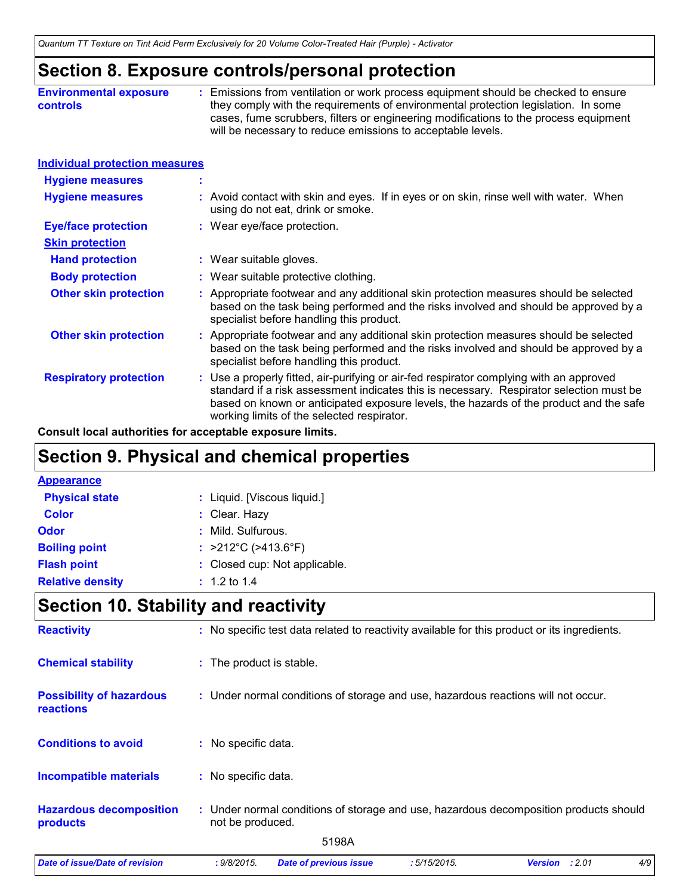## Section 8. Exposure controls/personal protection

**Environmental exposure controls** : Emissions from ventilation or work process equipment should be checked to ensure they comply with the requirements of environmental protection legislation. In some cases, fume scrubbers, filters or engineering modifications to the process equipment will be necessary to reduce emissions to acceptable levels.

### Individual protection measures

**Hygiene measures** :

**Hygiene measures** : Avoid contact with skin and eyes. If in eyes or on skin, rinse well with water. When using do not eat, drink or smoke.

**Eye/face protection** : Wear eye/face protection.

**Skin protection**

**Hand protection** : Wear suitable gloves.

**Body protection** : Wear suitable protective clothing.

**Other skin protection** : Appropriate footwear and any additional skin protection measures should be selected based on the task being performed and the risks involved and should be approved by a specialist before handling this product.

**Other skin protection** : Appropriate footwear and any additional skin protection measures should be selected based on the task being performed and the risks involved and should be approved by a specialist before handling this product.

**Respiratory protection** : Use a properly fitted, air-purifying or air-fed respirator complying with an approved standard if a risk assessment indicates this is necessary. Respirator selection must be based on known or anticipated exposure levels, the hazards of the product and the safe working limits of the selected respirator.

**Consult local authorities for acceptable exposure limits.**

## Section 9. Physical and chemical properties

### Appearance

**Physical state** : Liquid. [Viscous liquid.]

**Color** : Clear. Hazy

**Odor** : Mild. Sulfurous.

**Boiling point** : >212°C (>413.6°F)

**Flash point** : Closed cup: Not applicable.

**Relative density** : 1.2 to 1.4

## Section 10. Stability and reactivity

**Reactivity** : No specific test data related to reactivity available for this product or its ingredients.

**Chemical stability** : The product is stable.

**Possibility of hazardous reactions** : Under normal conditions of storage and use, hazardous reactions will not occur.

**Conditions to avoid** : No specific data.

**Incompatible materials** : No specific data.

**Hazardous decomposition products** : Under normal conditions of storage and use, hazardous decomposition products should not be produced.

5198A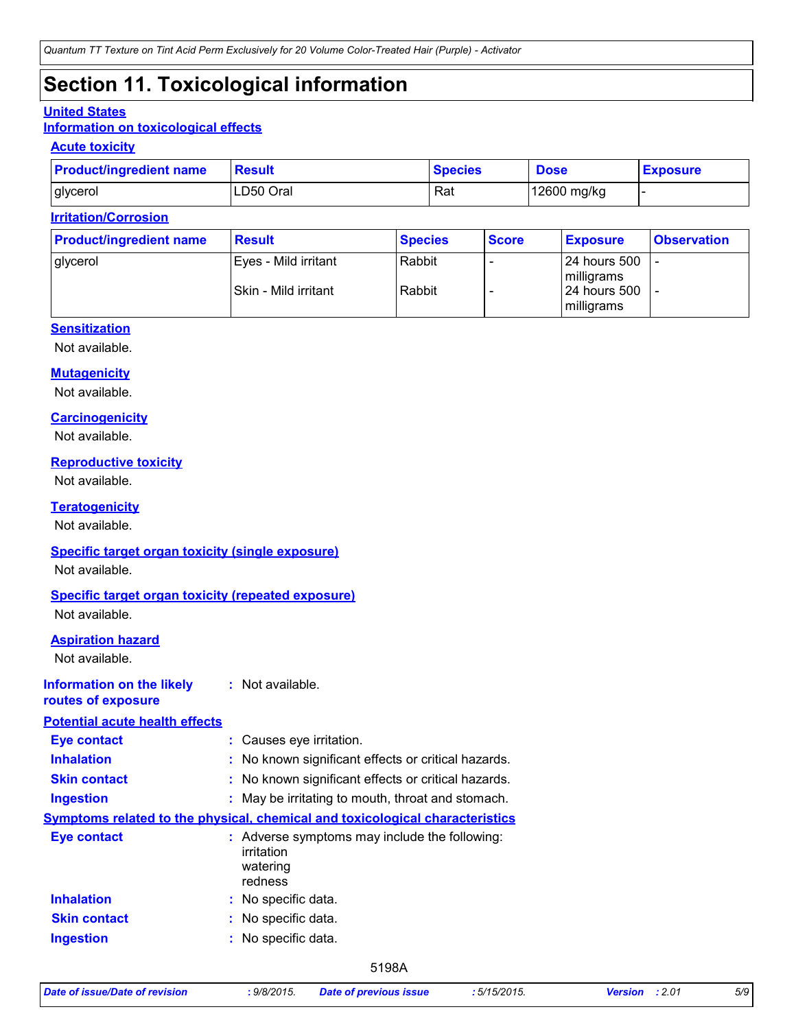# Section 11. Toxicological information

## United States

### Information on toxicological effects

#### Acute toxicity

| Product/ingredient name | Result | Species | Dose | Exposure |
|---|---|---|---|---|
| glycerol | LD50 Oral | Rat | 12600 mg/kg | - |

#### Irritation/Corrosion

| Product/ingredient name | Result | Species | Score | Exposure | Observation |
|---|---|---|---|---|---|
| glycerol | Eyes - Mild irritant | Rabbit | - | 24 hours 500 milligrams | - |
| | Skin - Mild irritant | Rabbit | - | 24 hours 500 milligrams | - |

#### Sensitization

Not available.

#### Mutagenicity

Not available.

#### Carcinogenicity

Not available.

#### Reproductive toxicity

Not available.

#### Teratogenicity

Not available.

#### Specific target organ toxicity (single exposure)

Not available.

#### Specific target organ toxicity (repeated exposure)

Not available.

#### Aspiration hazard

Not available.

**Information on the likely routes of exposure** : Not available.

### Potential acute health effects

**Eye contact** : Causes eye irritation.

**Inhalation** : No known significant effects or critical hazards.

**Skin contact** : No known significant effects or critical hazards.

**Ingestion** : May be irritating to mouth, throat and stomach.

### Symptoms related to the physical, chemical and toxicological characteristics

**Eye contact** : Adverse symptoms may include the following:
irritation
watering
redness

**Inhalation** : No specific data.

**Skin contact** : No specific data.

**Ingestion** : No specific data.

5198A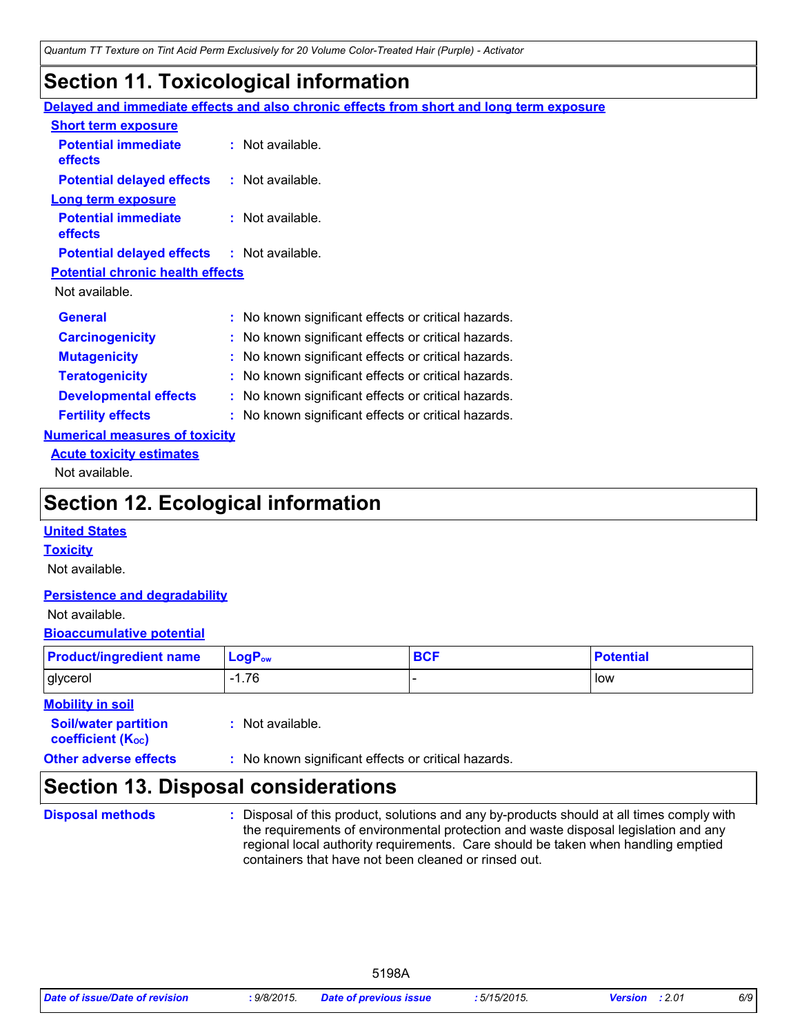## Section 11. Toxicological information

**Delayed and immediate effects and also chronic effects from short and long term exposure**

**Short term exposure**

**Potential immediate effects** : Not available.

**Potential delayed effects** : Not available.

**Long term exposure**

**Potential immediate effects** : Not available.

**Potential delayed effects** : Not available.

**Potential chronic health effects**

Not available.

**General** : No known significant effects or critical hazards.

**Carcinogenicity** : No known significant effects or critical hazards.

**Mutagenicity** : No known significant effects or critical hazards.

**Teratogenicity** : No known significant effects or critical hazards.

**Developmental effects** : No known significant effects or critical hazards.

**Fertility effects** : No known significant effects or critical hazards.

**Numerical measures of toxicity**

**Acute toxicity estimates**

Not available.

## Section 12. Ecological information

**United States**

**Toxicity**

Not available.

**Persistence and degradability**

Not available.

**Bioaccumulative potential**

| Product/ingredient name | $LogP_{ow}$ | BCF | Potential |
|---|---|---|---|
| glycerol | -1.76 | - | low |

**Mobility in soil**

**Soil/water partition coefficient ($K_{OC}$)** : Not available.

**Other adverse effects** : No known significant effects or critical hazards.

## Section 13. Disposal considerations

**Disposal methods** : Disposal of this product, solutions and any by-products should at all times comply with the requirements of environmental protection and waste disposal legislation and any regional local authority requirements. Care should be taken when handling emptied containers that have not been cleaned or rinsed out.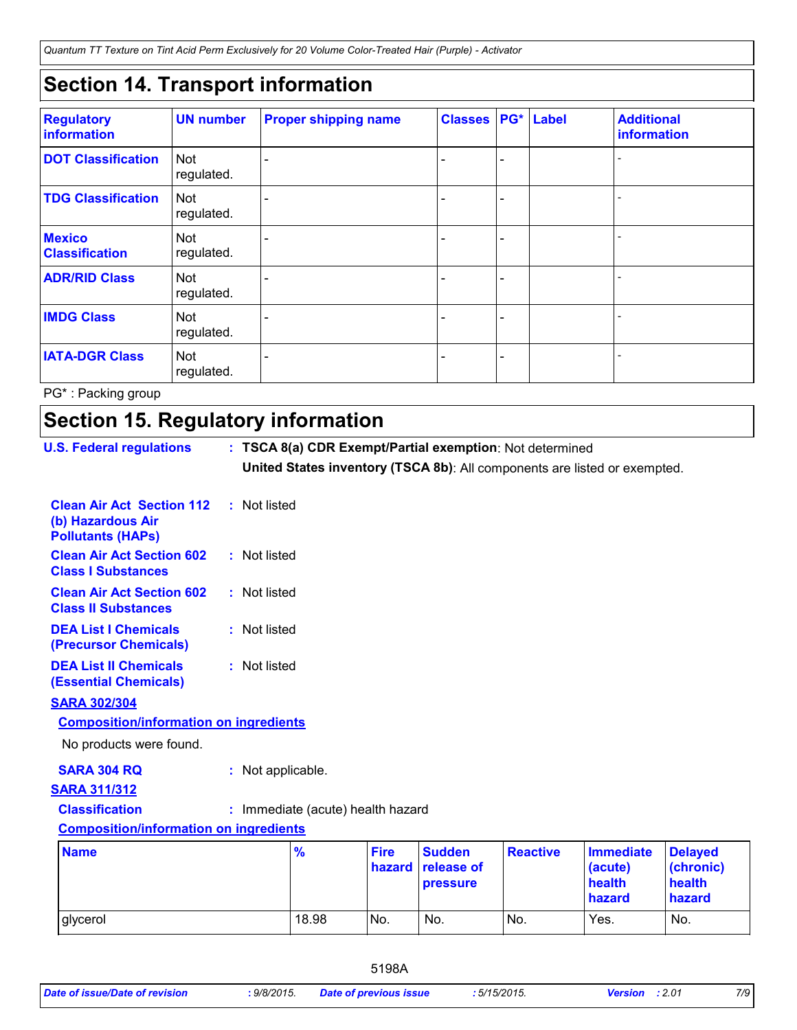## Section 14. Transport information

| Regulatory information | UN number | Proper shipping name | Classes | PG* | Label | Additional information |
|---|---|---|---|---|---|---|
| DOT Classification | Not regulated. | - | - | - | | - |
| TDG Classification | Not regulated. | - | - | - | | - |
| Mexico Classification | Not regulated. | - | - | - | | - |
| ADR/RID Class | Not regulated. | - | - | - | | - |
| IMDG Class | Not regulated. | - | - | - | | - |
| IATA-DGR Class | Not regulated. | - | - | - | | - |

PG* : Packing group

## Section 15. Regulatory information

**U.S. Federal regulations** : **TSCA 8(a) CDR Exempt/Partial exemption**: Not determined
**United States inventory (TSCA 8b)**: All components are listed or exempted.

**Clean Air Act Section 112 (b) Hazardous Air Pollutants (HAPs)** : Not listed

**Clean Air Act Section 602 Class I Substances** : Not listed

**Clean Air Act Section 602 Class II Substances** : Not listed

**DEA List I Chemicals (Precursor Chemicals)** : Not listed

**DEA List II Chemicals (Essential Chemicals)** : Not listed

**SARA 302/304**

**Composition/information on ingredients**

No products were found.

**SARA 304 RQ** : Not applicable.

**SARA 311/312**

**Classification** : Immediate (acute) health hazard

**Composition/information on ingredients**

| Name | % | Fire hazard | Sudden release of pressure | Reactive | Immediate (acute) health hazard | Delayed (chronic) health hazard |
|---|---|---|---|---|---|---|
| glycerol | 18.98 | No. | No. | No. | Yes. | No. |

5198A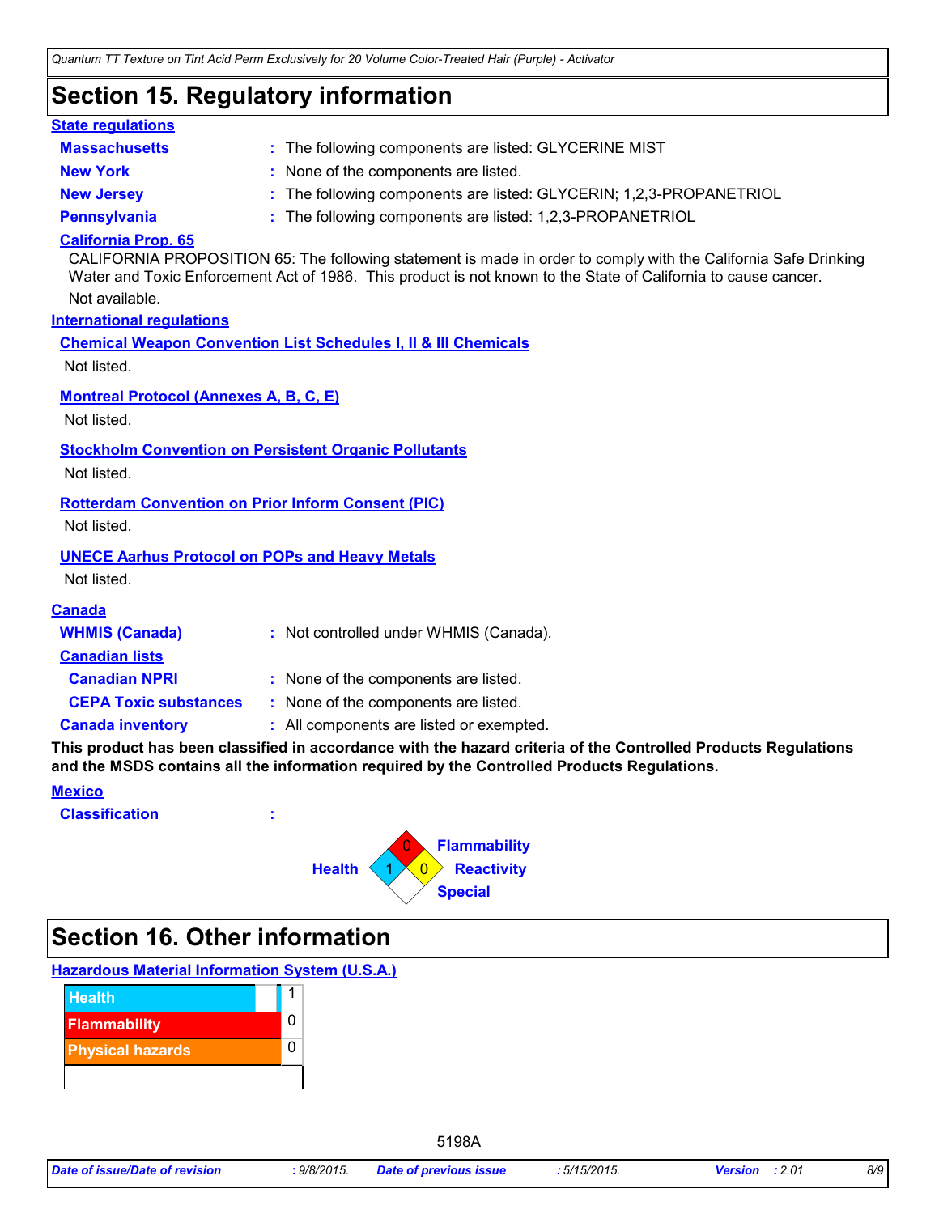## Section 15. Regulatory information

**State regulations**

| | |
|---|---|
| **Massachusetts** | : The following components are listed: GLYCERINE MIST |
| **New York** | : None of the components are listed. |
| **New Jersey** | : The following components are listed: GLYCERIN; 1,2,3-PROPANETRIOL |
| **Pennsylvania** | : The following components are listed: 1,2,3-PROPANETRIOL |

**California Prop. 65**

CALIFORNIA PROPOSITION 65: The following statement is made in order to comply with the California Safe Drinking Water and Toxic Enforcement Act of 1986. This product is not known to the State of California to cause cancer.

Not available.

**International regulations**

**Chemical Weapon Convention List Schedules I, II & III Chemicals**

Not listed.

**Montreal Protocol (Annexes A, B, C, E)**

Not listed.

**Stockholm Convention on Persistent Organic Pollutants**

Not listed.

**Rotterdam Convention on Prior Inform Consent (PIC)**

Not listed.

**UNECE Aarhus Protocol on POPs and Heavy Metals**

Not listed.

**Canada**

| | |
|---|---|
| **WHMIS (Canada)** | : Not controlled under WHMIS (Canada). |
| **Canadian lists** | |
| **Canadian NPRI** | : None of the components are listed. |
| **CEPA Toxic substances** | : None of the components are listed. |
| **Canada inventory** | : All components are listed or exempted. |

**This product has been classified in accordance with the hazard criteria of the Controlled Products Regulations and the MSDS contains all the information required by the Controlled Products Regulations.**

**Mexico**

**Classification** :

| | |
|---|---|
| Flammability | 0 |
| Health | 1 |
| Reactivity | 0 |
| Special | |

## Section 16. Other information

**Hazardous Material Information System (U.S.A.)**

| | |
|---|---|
| Health | 1 |
| Flammability | 0 |
| Physical hazards | 0 |

5198A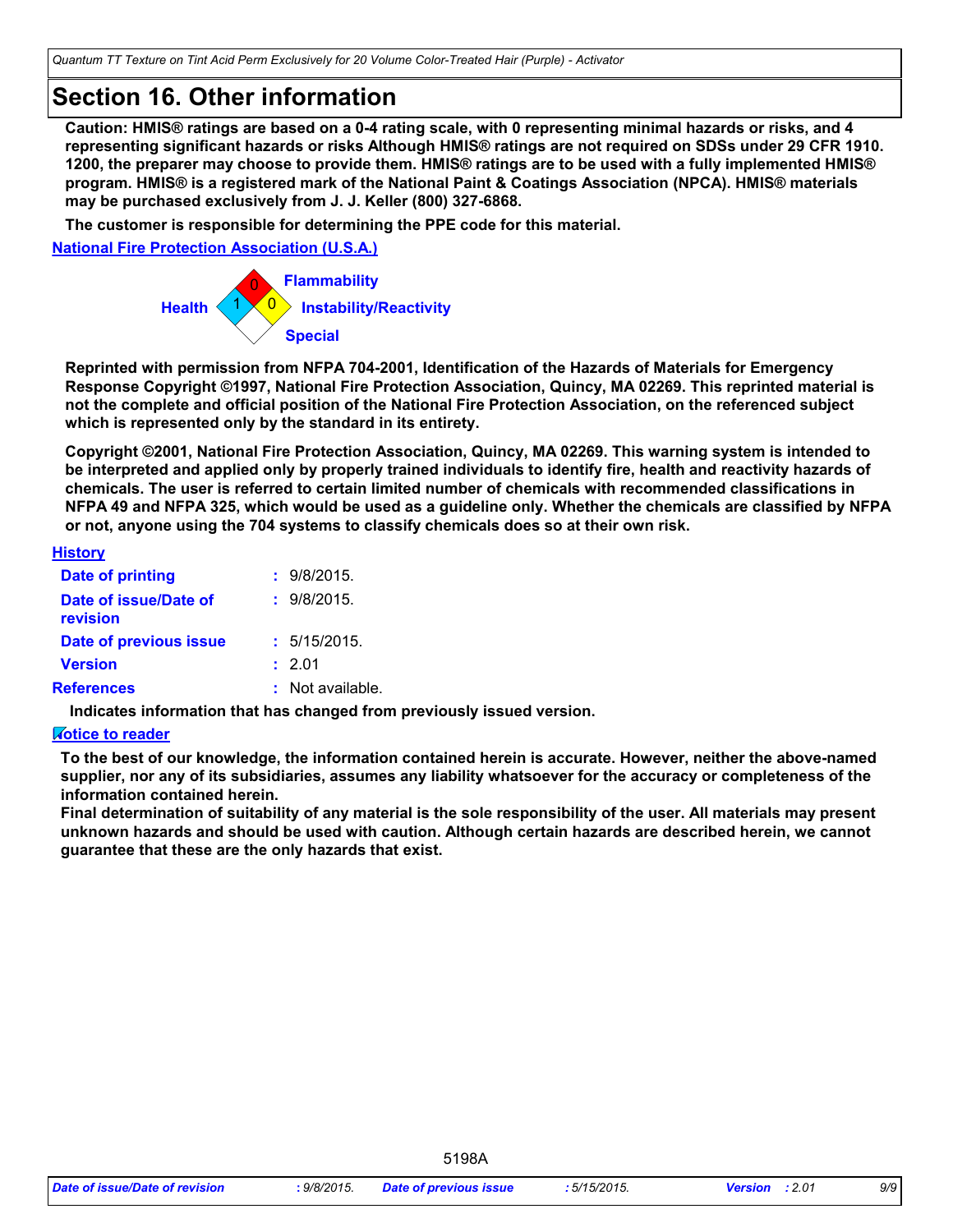# Section 16. Other information

**Caution: HMIS® ratings are based on a 0-4 rating scale, with 0 representing minimal hazards or risks, and 4 representing significant hazards or risks Although HMIS® ratings are not required on SDSs under 29 CFR 1910. 1200, the preparer may choose to provide them. HMIS® ratings are to be used with a fully implemented HMIS® program. HMIS® is a registered mark of the National Paint & Coatings Association (NPCA). HMIS® materials may be purchased exclusively from J. J. Keller (800) 327-6868.**

**The customer is responsible for determining the PPE code for this material.**

**National Fire Protection Association (U.S.A.)**

Flammability: 0
Health: 1
Instability/Reactivity: 0
Special

**Reprinted with permission from NFPA 704-2001, Identification of the Hazards of Materials for Emergency Response Copyright ©1997, National Fire Protection Association, Quincy, MA 02269. This reprinted material is not the complete and official position of the National Fire Protection Association, on the referenced subject which is represented only by the standard in its entirety.**

**Copyright ©2001, National Fire Protection Association, Quincy, MA 02269. This warning system is intended to be interpreted and applied only by properly trained individuals to identify fire, health and reactivity hazards of chemicals. The user is referred to certain limited number of chemicals with recommended classifications in NFPA 49 and NFPA 325, which would be used as a guideline only. Whether the chemicals are classified by NFPA or not, anyone using the 704 systems to classify chemicals does so at their own risk.**

**History**

| | |
|---|---|
| **Date of printing** | : 9/8/2015. |
| **Date of issue/Date of revision** | : 9/8/2015. |
| **Date of previous issue** | : 5/15/2015. |
| **Version** | : 2.01 |
| **References** | : Not available. |

**Indicates information that has changed from previously issued version.**

**Notice to reader**

**To the best of our knowledge, the information contained herein is accurate. However, neither the above-named supplier, nor any of its subsidiaries, assumes any liability whatsoever for the accuracy or completeness of the information contained herein.**
**Final determination of suitability of any material is the sole responsibility of the user. All materials may present unknown hazards and should be used with caution. Although certain hazards are described herein, we cannot guarantee that these are the only hazards that exist.**

5198A